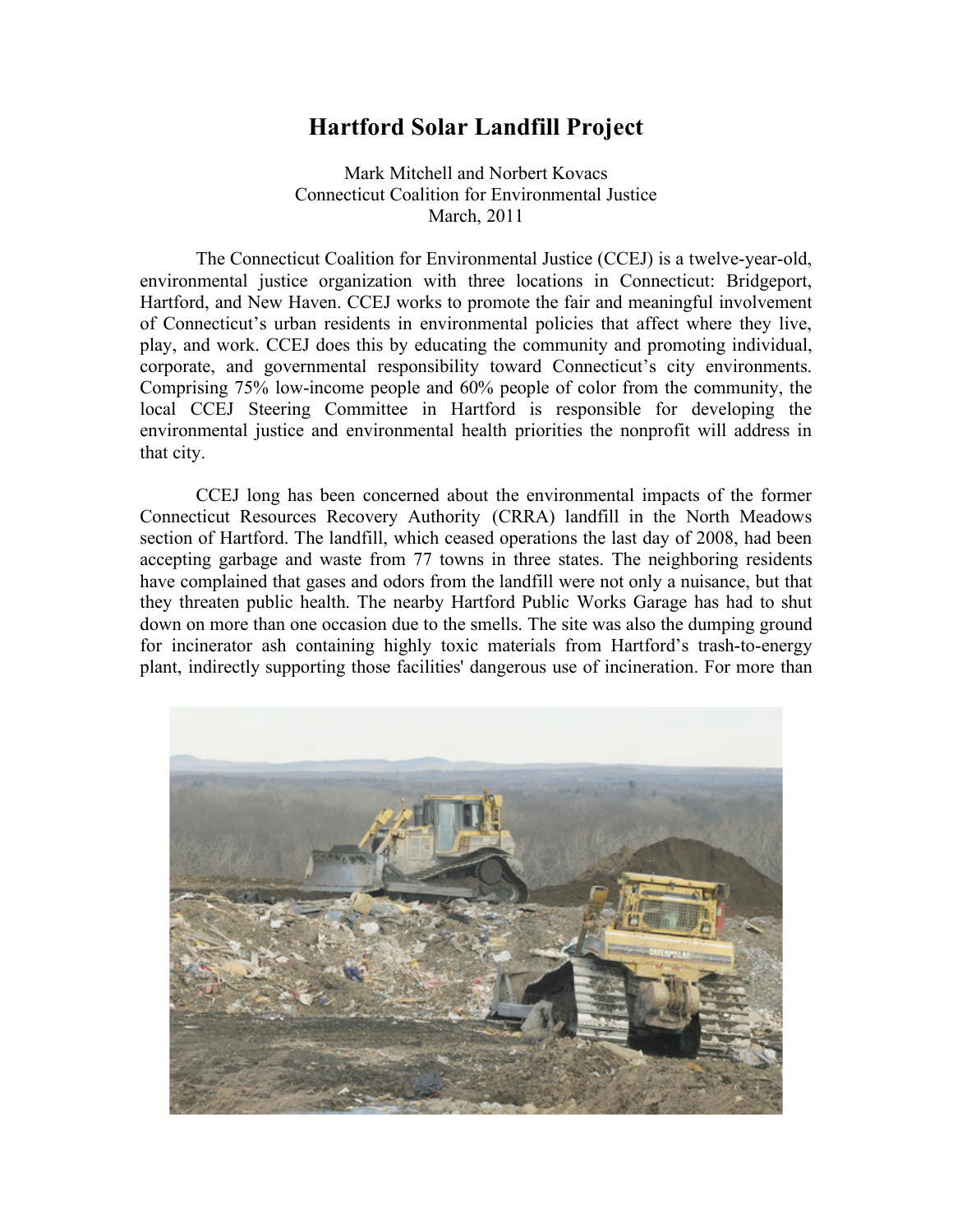# Hartford Solar Landfill Project

Mark Mitchell and Norbert Kovacs
Connecticut Coalition for Environmental Justice
March, 2011

The Connecticut Coalition for Environmental Justice (CCEJ) is a twelve-year-old, environmental justice organization with three locations in Connecticut: Bridgeport, Hartford, and New Haven. CCEJ works to promote the fair and meaningful involvement of Connecticut's urban residents in environmental policies that affect where they live, play, and work. CCEJ does this by educating the community and promoting individual, corporate, and governmental responsibility toward Connecticut's city environments. Comprising 75% low-income people and 60% people of color from the community, the local CCEJ Steering Committee in Hartford is responsible for developing the environmental justice and environmental health priorities the nonprofit will address in that city.

CCEJ long has been concerned about the environmental impacts of the former Connecticut Resources Recovery Authority (CRRA) landfill in the North Meadows section of Hartford. The landfill, which ceased operations the last day of 2008, had been accepting garbage and waste from 77 towns in three states. The neighboring residents have complained that gases and odors from the landfill were not only a nuisance, but that they threaten public health. The nearby Hartford Public Works Garage has had to shut down on more than one occasion due to the smells. The site was also the dumping ground for incinerator ash containing highly toxic materials from Hartford's trash-to-energy plant, indirectly supporting those facilities' dangerous use of incineration. For more than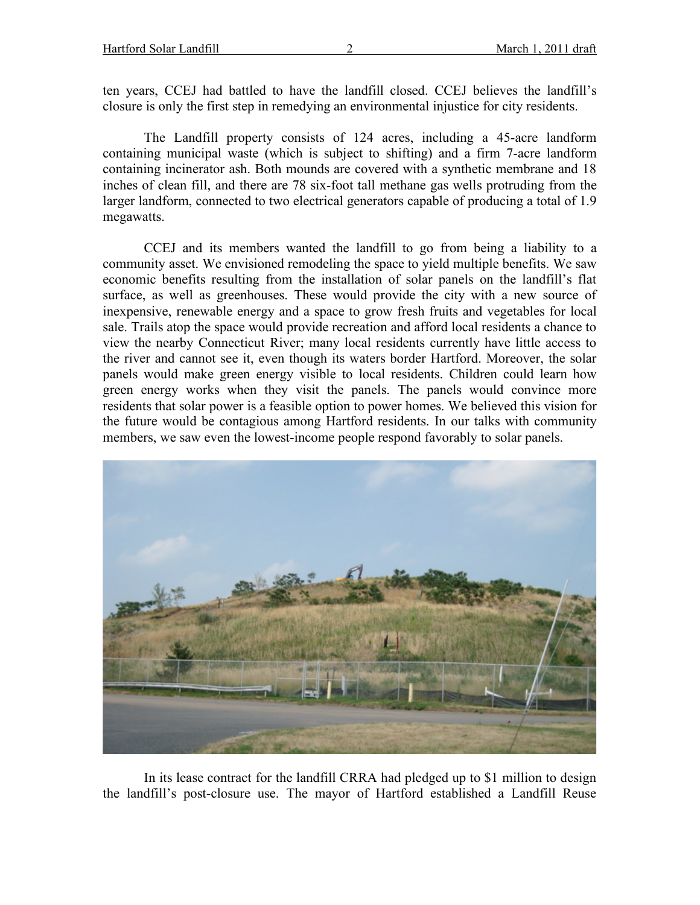ten years, CCEJ had battled to have the landfill closed. CCEJ believes the landfill's closure is only the first step in remedying an environmental injustice for city residents.

The Landfill property consists of 124 acres, including a 45-acre landform containing municipal waste (which is subject to shifting) and a firm 7-acre landform containing incinerator ash. Both mounds are covered with a synthetic membrane and 18 inches of clean fill, and there are 78 six-foot tall methane gas wells protruding from the larger landform, connected to two electrical generators capable of producing a total of 1.9 megawatts.

CCEJ and its members wanted the landfill to go from being a liability to a community asset. We envisioned remodeling the space to yield multiple benefits. We saw economic benefits resulting from the installation of solar panels on the landfill's flat surface, as well as greenhouses. These would provide the city with a new source of inexpensive, renewable energy and a space to grow fresh fruits and vegetables for local sale. Trails atop the space would provide recreation and afford local residents a chance to view the nearby Connecticut River; many local residents currently have little access to the river and cannot see it, even though its waters border Hartford. Moreover, the solar panels would make green energy visible to local residents. Children could learn how green energy works when they visit the panels. The panels would convince more residents that solar power is a feasible option to power homes. We believed this vision for the future would be contagious among Hartford residents. In our talks with community members, we saw even the lowest-income people respond favorably to solar panels.

In its lease contract for the landfill CRRA had pledged up to $1 million to design the landfill's post-closure use. The mayor of Hartford established a Landfill Reuse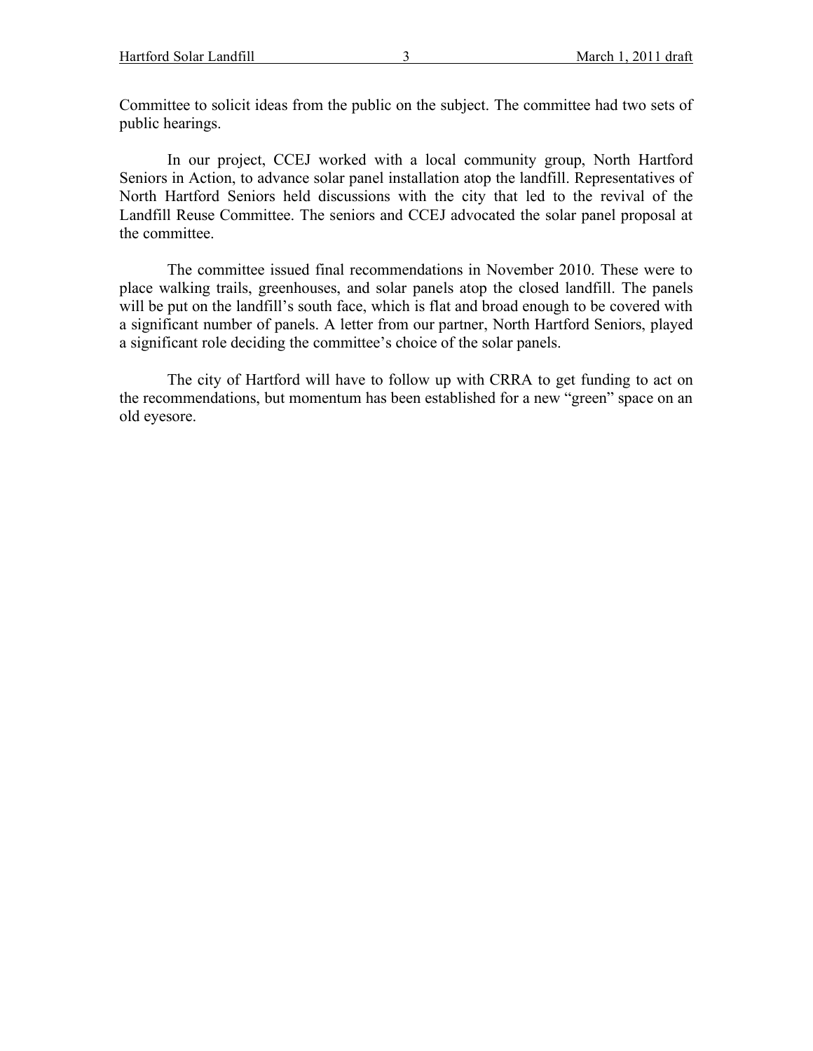Committee to solicit ideas from the public on the subject. The committee had two sets of public hearings.

In our project, CCEJ worked with a local community group, North Hartford Seniors in Action, to advance solar panel installation atop the landfill. Representatives of North Hartford Seniors held discussions with the city that led to the revival of the Landfill Reuse Committee. The seniors and CCEJ advocated the solar panel proposal at the committee.

The committee issued final recommendations in November 2010. These were to place walking trails, greenhouses, and solar panels atop the closed landfill. The panels will be put on the landfill's south face, which is flat and broad enough to be covered with a significant number of panels. A letter from our partner, North Hartford Seniors, played a significant role deciding the committee's choice of the solar panels.

The city of Hartford will have to follow up with CRRA to get funding to act on the recommendations, but momentum has been established for a new "green" space on an old eyesore.